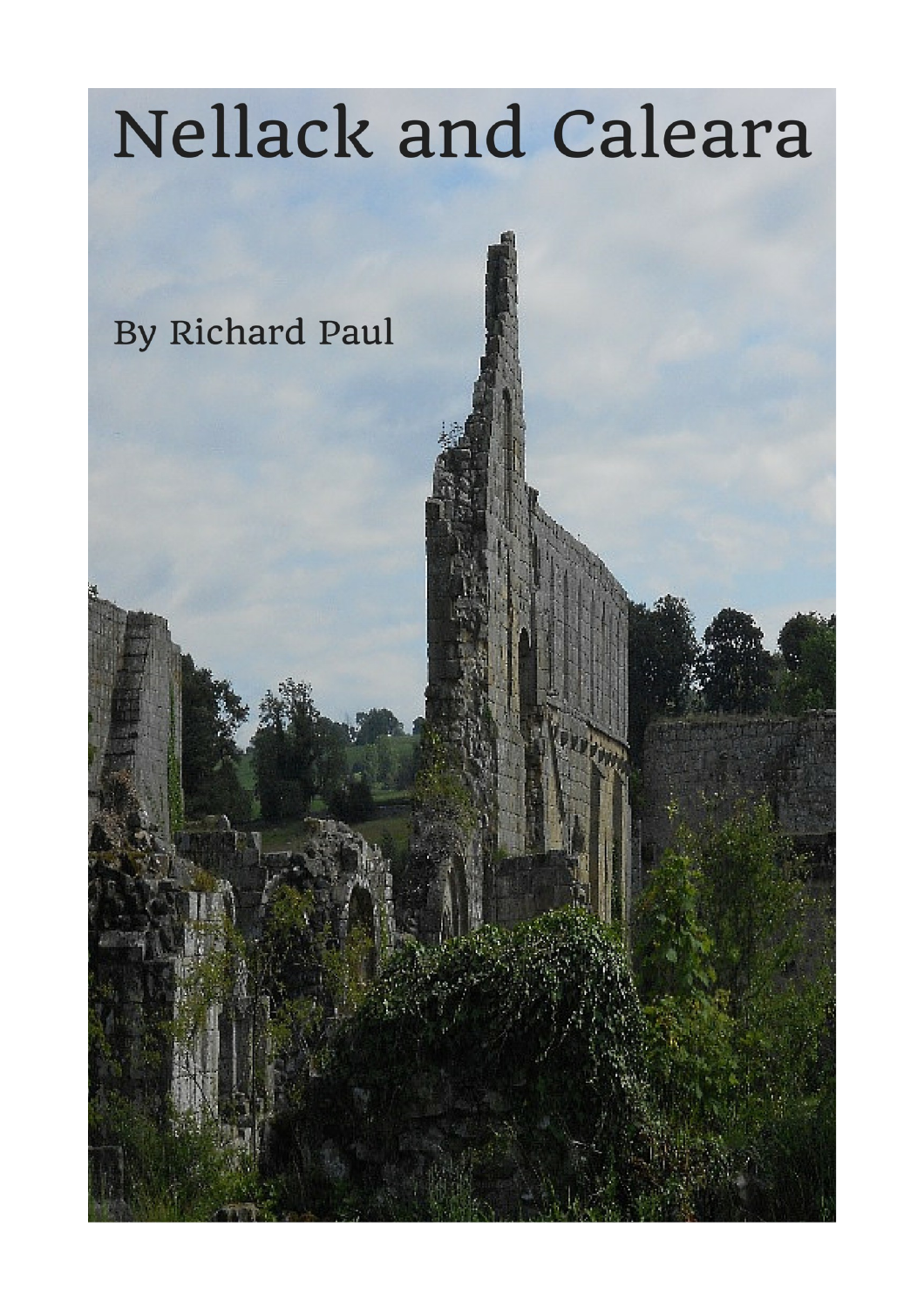# Nellack and Caleara

By Richard Paul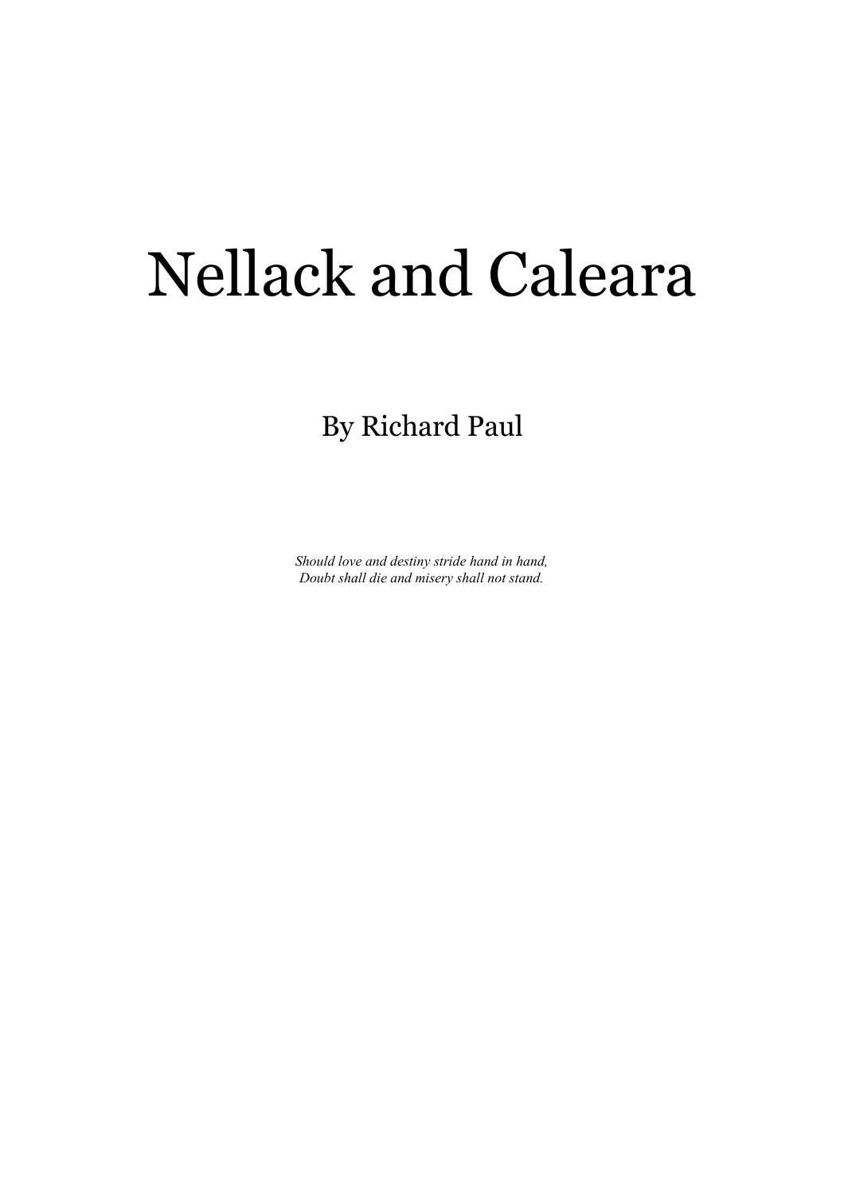# Nellack and Caleara

By Richard Paul

*Should love and destiny stride hand in hand,*
*Doubt shall die and misery shall not stand.*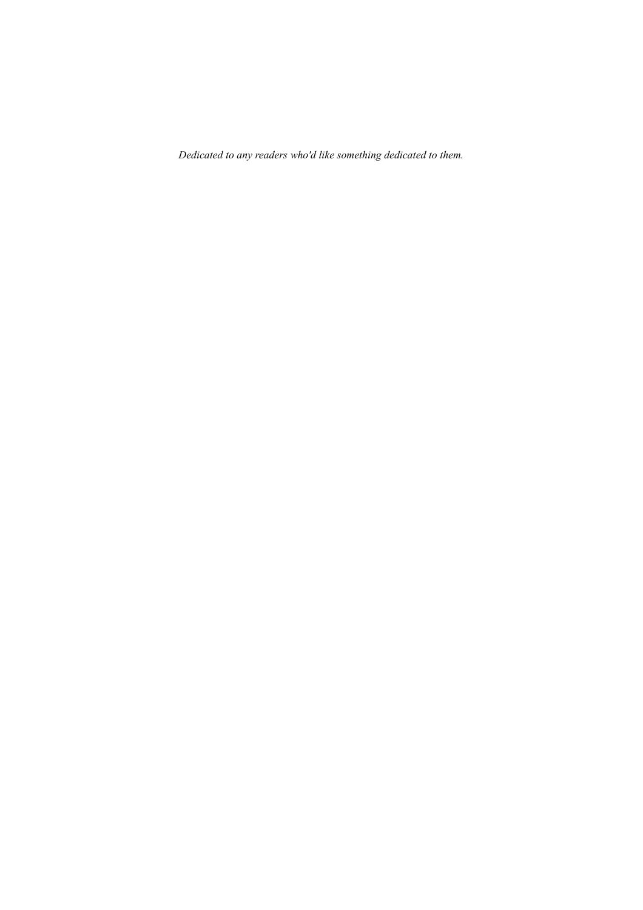*Dedicated to any readers who'd like something dedicated to them.*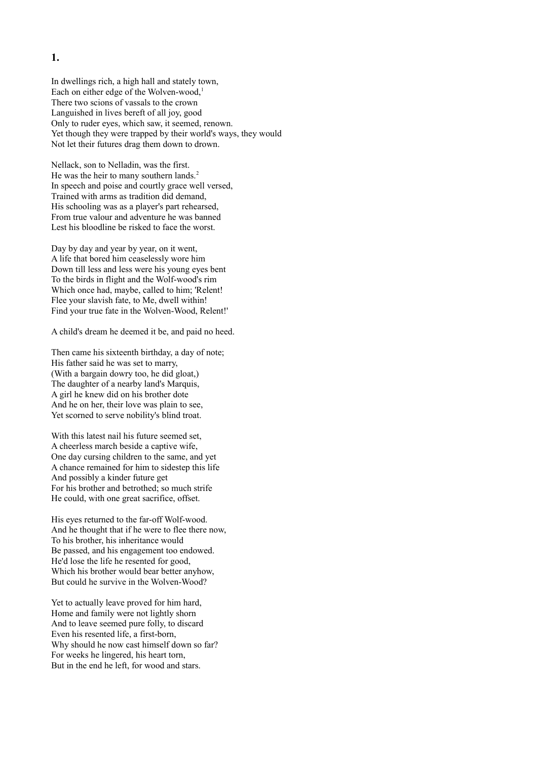## 1.

In dwellings rich, a high hall and stately town,  
Each on either edge of the Wolven-wood,[1]  
There two scions of vassals to the crown  
Languished in lives bereft of all joy, good  
Only to ruder eyes, which saw, it seemed, renown.  
Yet though they were trapped by their world's ways, they would  
Not let their futures drag them down to drown.

Nellack, son to Nelladin, was the first.  
He was the heir to many southern lands.[2]  
In speech and poise and courtly grace well versed,  
Trained with arms as tradition did demand,  
His schooling was as a player's part rehearsed,  
From true valour and adventure he was banned  
Lest his bloodline be risked to face the worst.

Day by day and year by year, on it went,  
A life that bored him ceaselessly wore him  
Down till less and less were his young eyes bent  
To the birds in flight and the Wolf-wood's rim  
Which once had, maybe, called to him; 'Relent!  
Flee your slavish fate, to Me, dwell within!  
Find your true fate in the Wolven-Wood, Relent!'

A child's dream he deemed it be, and paid no heed.

Then came his sixteenth birthday, a day of note;  
His father said he was set to marry,  
(With a bargain dowry too, he did gloat,)  
The daughter of a nearby land's Marquis,  
A girl he knew did on his brother dote  
And he on her, their love was plain to see,  
Yet scorned to serve nobility's blind troat.

With this latest nail his future seemed set,  
A cheerless march beside a captive wife,  
One day cursing children to the same, and yet  
A chance remained for him to sidestep this life  
And possibly a kinder future get  
For his brother and betrothed; so much strife  
He could, with one great sacrifice, offset.

His eyes returned to the far-off Wolf-wood.  
And he thought that if he were to flee there now,  
To his brother, his inheritance would  
Be passed, and his engagement too endowed.  
He'd lose the life he resented for good,  
Which his brother would bear better anyhow,  
But could he survive in the Wolven-Wood?

Yet to actually leave proved for him hard,  
Home and family were not lightly shorn  
And to leave seemed pure folly, to discard  
Even his resented life, a first-born,  
Why should he now cast himself down so far?  
For weeks he lingered, his heart torn,  
But in the end he left, for wood and stars.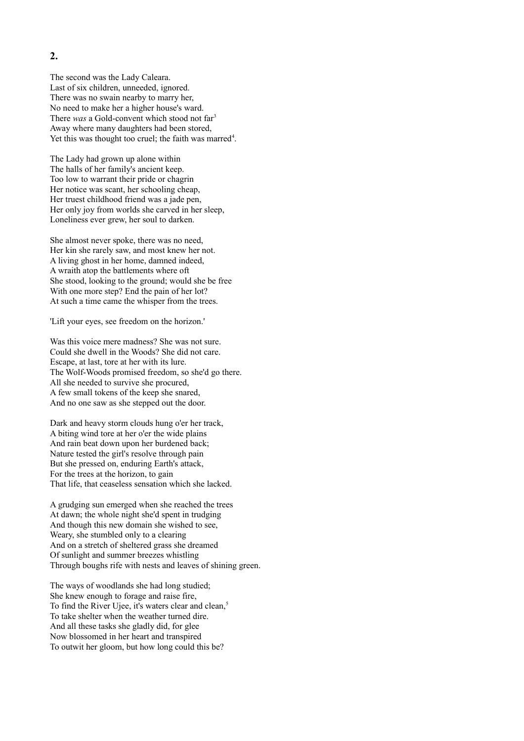**2.**

The second was the Lady Caleara.  
Last of six children, unneeded, ignored.  
There was no swain nearby to marry her,  
No need to make her a higher house's ward.  
There *was* a Gold-convent which stood not far[3]  
Away where many daughters had been stored,  
Yet this was thought too cruel; the faith was marred[4].

The Lady had grown up alone within  
The halls of her family's ancient keep.  
Too low to warrant their pride or chagrin  
Her notice was scant, her schooling cheap,  
Her truest childhood friend was a jade pen,  
Her only joy from worlds she carved in her sleep,  
Loneliness ever grew, her soul to darken.

She almost never spoke, there was no need,  
Her kin she rarely saw, and most knew her not.  
A living ghost in her home, damned indeed,  
A wraith atop the battlements where oft  
She stood, looking to the ground; would she be free  
With one more step? End the pain of her lot?  
At such a time came the whisper from the trees.

'Lift your eyes, see freedom on the horizon.'

Was this voice mere madness? She was not sure.  
Could she dwell in the Woods? She did not care.  
Escape, at last, tore at her with its lure.  
The Wolf-Woods promised freedom, so she'd go there.  
All she needed to survive she procured,  
A few small tokens of the keep she snared,  
And no one saw as she stepped out the door.

Dark and heavy storm clouds hung o'er her track,  
A biting wind tore at her o'er the wide plains  
And rain beat down upon her burdened back;  
Nature tested the girl's resolve through pain  
But she pressed on, enduring Earth's attack,  
For the trees at the horizon, to gain  
That life, that ceaseless sensation which she lacked.

A grudging sun emerged when she reached the trees  
At dawn; the whole night she'd spent in trudging  
And though this new domain she wished to see,  
Weary, she stumbled only to a clearing  
And on a stretch of sheltered grass she dreamed  
Of sunlight and summer breezes whistling  
Through boughs rife with nests and leaves of shining green.

The ways of woodlands she had long studied;  
She knew enough to forage and raise fire,  
To find the River Ujee, it's waters clear and clean,[5]  
To take shelter when the weather turned dire.  
And all these tasks she gladly did, for glee  
Now blossomed in her heart and transpired  
To outwit her gloom, but how long could this be?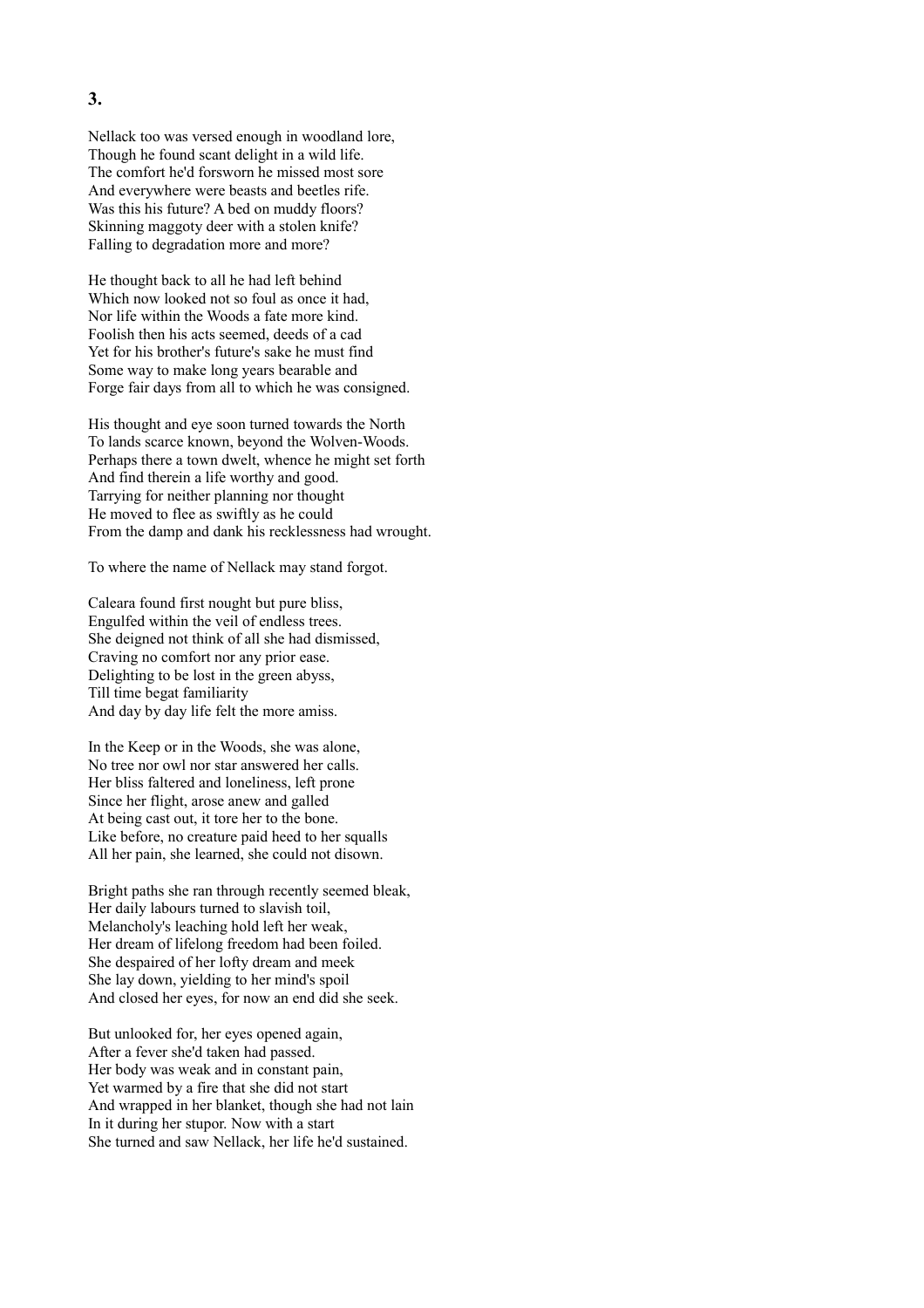### 3.

Nellack too was versed enough in woodland lore,
Though he found scant delight in a wild life.
The comfort he'd forsworn he missed most sore
And everywhere were beasts and beetles rife.
Was this his future? A bed on muddy floors?
Skinning maggoty deer with a stolen knife?
Falling to degradation more and more?

He thought back to all he had left behind
Which now looked not so foul as once it had,
Nor life within the Woods a fate more kind.
Foolish then his acts seemed, deeds of a cad
Yet for his brother's future's sake he must find
Some way to make long years bearable and
Forge fair days from all to which he was consigned.

His thought and eye soon turned towards the North
To lands scarce known, beyond the Wolven-Woods.
Perhaps there a town dwelt, whence he might set forth
And find therein a life worthy and good.
Tarrying for neither planning nor thought
He moved to flee as swiftly as he could
From the damp and dank his recklessness had wrought.

To where the name of Nellack may stand forgot.

Caleara found first nought but pure bliss,
Engulfed within the veil of endless trees.
She deigned not think of all she had dismissed,
Craving no comfort nor any prior ease.
Delighting to be lost in the green abyss,
Till time begat familiarity
And day by day life felt the more amiss.

In the Keep or in the Woods, she was alone,
No tree nor owl nor star answered her calls.
Her bliss faltered and loneliness, left prone
Since her flight, arose anew and galled
At being cast out, it tore her to the bone.
Like before, no creature paid heed to her squalls
All her pain, she learned, she could not disown.

Bright paths she ran through recently seemed bleak,
Her daily labours turned to slavish toil,
Melancholy's leaching hold left her weak,
Her dream of lifelong freedom had been foiled.
She despaired of her lofty dream and meek
She lay down, yielding to her mind's spoil
And closed her eyes, for now an end did she seek.

But unlooked for, her eyes opened again,
After a fever she'd taken had passed.
Her body was weak and in constant pain,
Yet warmed by a fire that she did not start
And wrapped in her blanket, though she had not lain
In it during her stupor. Now with a start
She turned and saw Nellack, her life he'd sustained.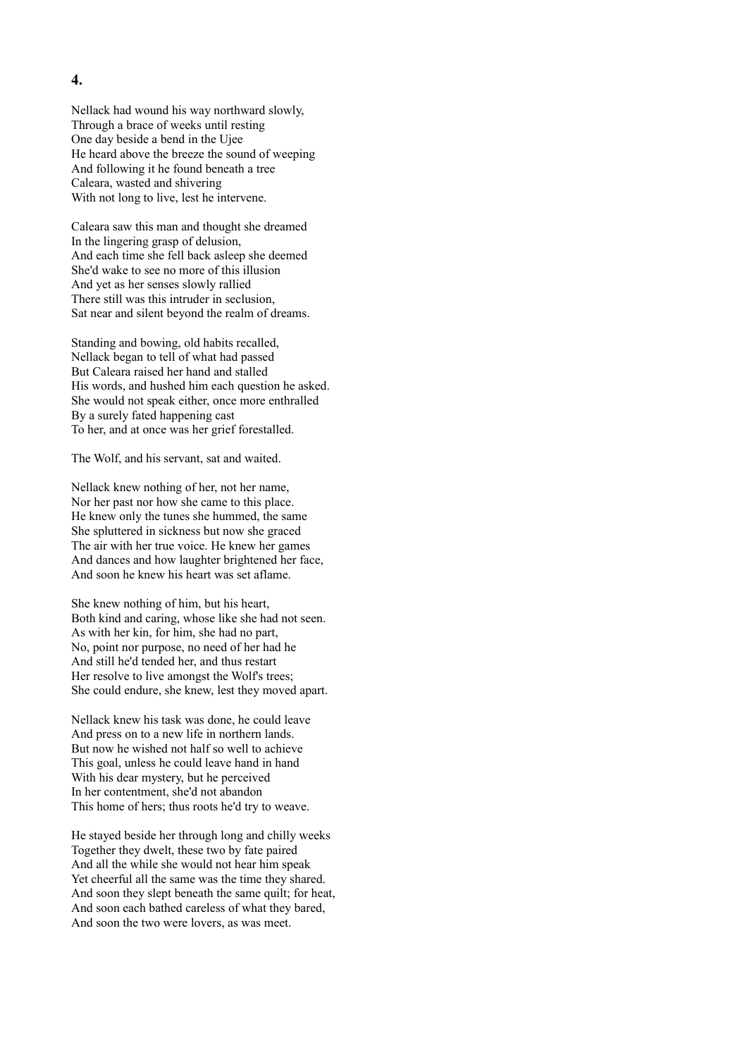**4.**

Nellack had wound his way northward slowly,  
Through a brace of weeks until resting  
One day beside a bend in the Ujee  
He heard above the breeze the sound of weeping  
And following it he found beneath a tree  
Caleara, wasted and shivering  
With not long to live, lest he intervene.

Caleara saw this man and thought she dreamed  
In the lingering grasp of delusion,  
And each time she fell back asleep she deemed  
She'd wake to see no more of this illusion  
And yet as her senses slowly rallied  
There still was this intruder in seclusion,  
Sat near and silent beyond the realm of dreams.

Standing and bowing, old habits recalled,  
Nellack began to tell of what had passed  
But Caleara raised her hand and stalled  
His words, and hushed him each question he asked.  
She would not speak either, once more enthralled  
By a surely fated happening cast  
To her, and at once was her grief forestalled.

The Wolf, and his servant, sat and waited.

Nellack knew nothing of her, not her name,  
Nor her past nor how she came to this place.  
He knew only the tunes she hummed, the same  
She spluttered in sickness but now she graced  
The air with her true voice. He knew her games  
And dances and how laughter brightened her face,  
And soon he knew his heart was set aflame.

She knew nothing of him, but his heart,  
Both kind and caring, whose like she had not seen.  
As with her kin, for him, she had no part,  
No, point nor purpose, no need of her had he  
And still he'd tended her, and thus restart  
Her resolve to live amongst the Wolf's trees;  
She could endure, she knew, lest they moved apart.

Nellack knew his task was done, he could leave  
And press on to a new life in northern lands.  
But now he wished not half so well to achieve  
This goal, unless he could leave hand in hand  
With his dear mystery, but he perceived  
In her contentment, she'd not abandon  
This home of hers; thus roots he'd try to weave.

He stayed beside her through long and chilly weeks  
Together they dwelt, these two by fate paired  
And all the while she would not hear him speak  
Yet cheerful all the same was the time they shared.  
And soon they slept beneath the same quilt; for heat,  
And soon each bathed careless of what they bared,  
And soon the two were lovers, as was meet.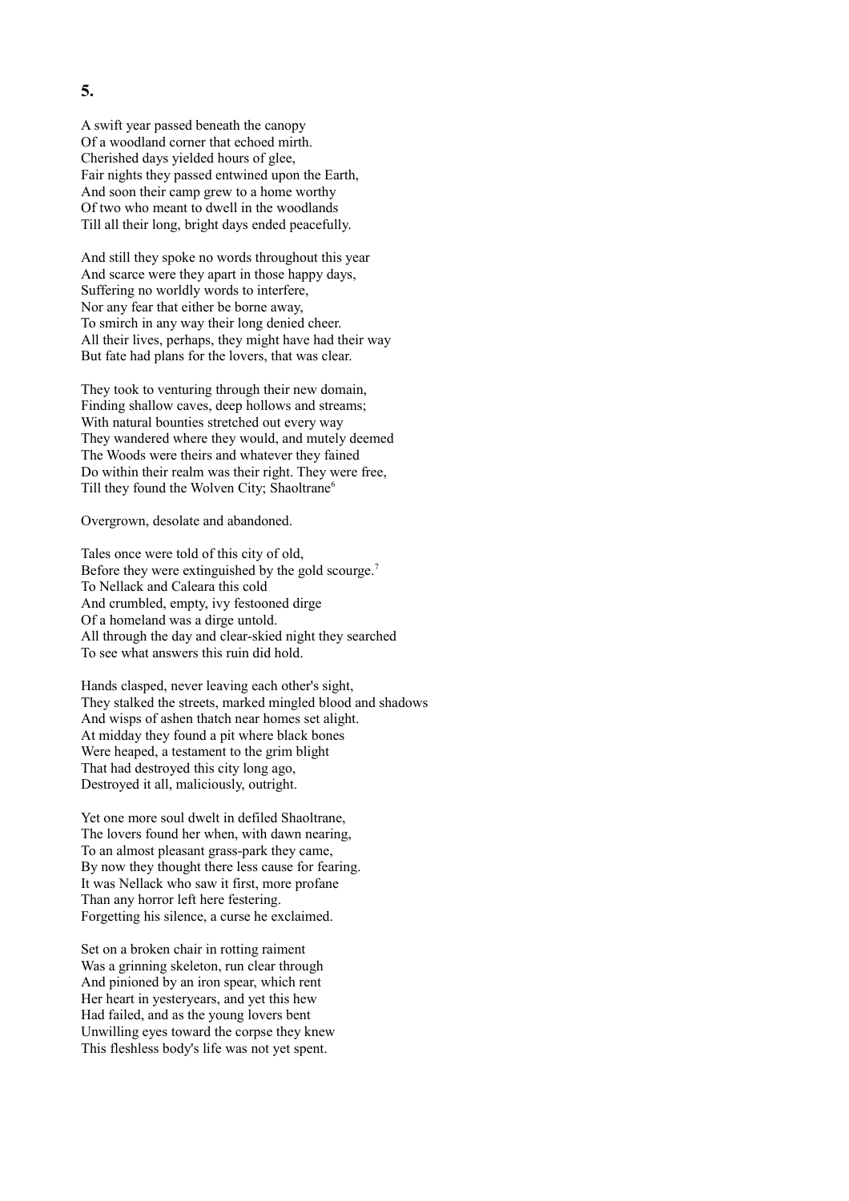**5.**

A swift year passed beneath the canopy  
Of a woodland corner that echoed mirth.  
Cherished days yielded hours of glee,  
Fair nights they passed entwined upon the Earth,  
And soon their camp grew to a home worthy  
Of two who meant to dwell in the woodlands  
Till all their long, bright days ended peacefully.

And still they spoke no words throughout this year  
And scarce were they apart in those happy days,  
Suffering no worldly words to interfere,  
Nor any fear that either be borne away,  
To smirch in any way their long denied cheer.  
All their lives, perhaps, they might have had their way  
But fate had plans for the lovers, that was clear.

They took to venturing through their new domain,  
Finding shallow caves, deep hollows and streams;  
With natural bounties stretched out every way  
They wandered where they would, and mutely deemed  
The Woods were theirs and whatever they fained  
Do within their realm was their right. They were free,  
Till they found the Wolven City; Shaoltrane[6]

Overgrown, desolate and abandoned.

Tales once were told of this city of old,  
Before they were extinguished by the gold scourge.[7]  
To Nellack and Caleara this cold  
And crumbled, empty, ivy festooned dirge  
Of a homeland was a dirge untold.  
All through the day and clear-skied night they searched  
To see what answers this ruin did hold.

Hands clasped, never leaving each other's sight,  
They stalked the streets, marked mingled blood and shadows  
And wisps of ashen thatch near homes set alight.  
At midday they found a pit where black bones  
Were heaped, a testament to the grim blight  
That had destroyed this city long ago,  
Destroyed it all, maliciously, outright.

Yet one more soul dwelt in defiled Shaoltrane,  
The lovers found her when, with dawn nearing,  
To an almost pleasant grass-park they came,  
By now they thought there less cause for fearing.  
It was Nellack who saw it first, more profane  
Than any horror left here festering.  
Forgetting his silence, a curse he exclaimed.

Set on a broken chair in rotting raiment  
Was a grinning skeleton, run clear through  
And pinioned by an iron spear, which rent  
Her heart in yesteryears, and yet this hew  
Had failed, and as the young lovers bent  
Unwilling eyes toward the corpse they knew  
This fleshless body's life was not yet spent.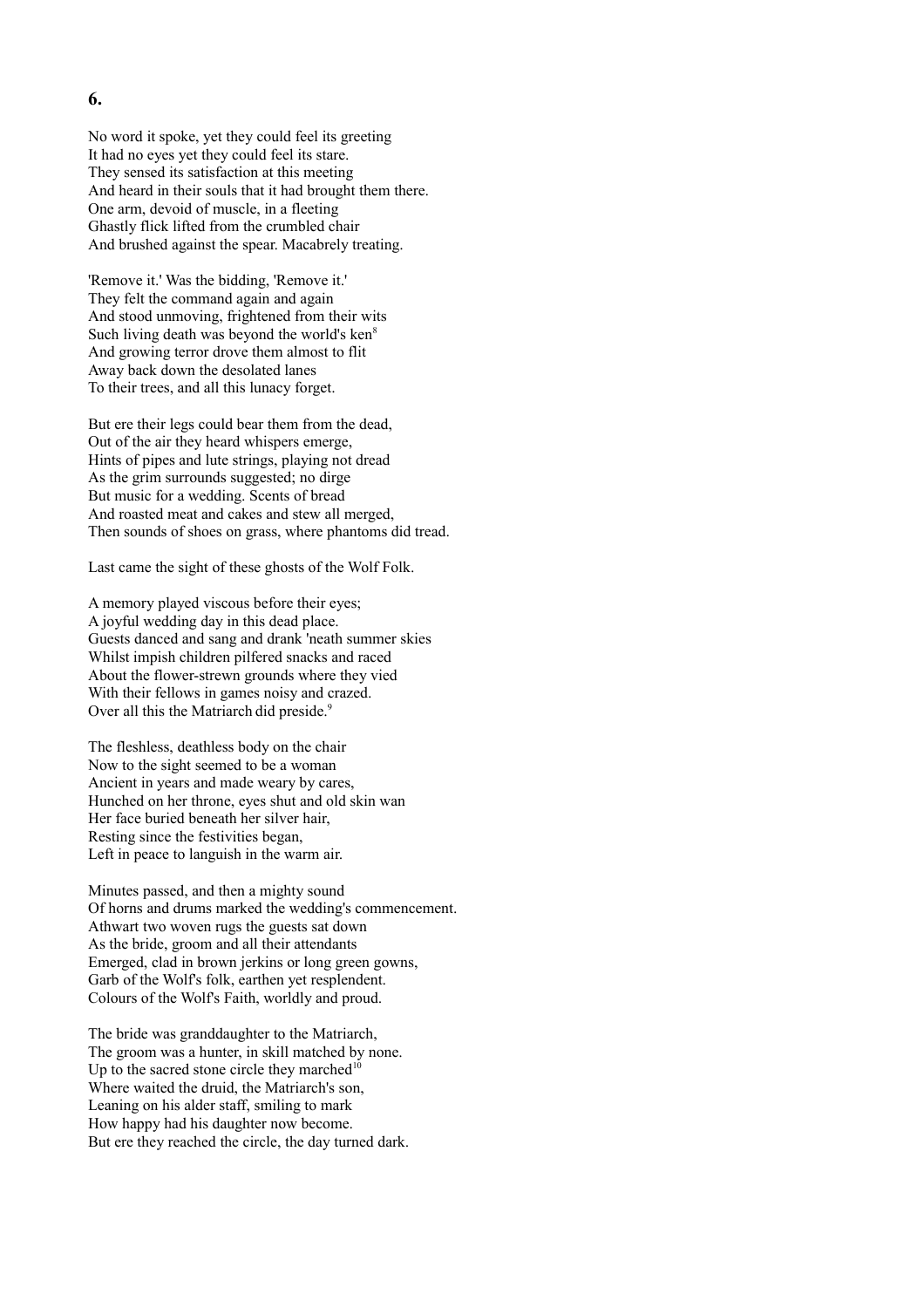**6.**

No word it spoke, yet they could feel its greeting
It had no eyes yet they could feel its stare.
They sensed its satisfaction at this meeting
And heard in their souls that it had brought them there.
One arm, devoid of muscle, in a fleeting
Ghastly flick lifted from the crumbled chair
And brushed against the spear. Macabrely treating.

'Remove it.' Was the bidding, 'Remove it.'
They felt the command again and again
And stood unmoving, frightened from their wits
Such living death was beyond the world's ken[8]
And growing terror drove them almost to flit
Away back down the desolated lanes
To their trees, and all this lunacy forget.

But ere their legs could bear them from the dead,
Out of the air they heard whispers emerge,
Hints of pipes and lute strings, playing not dread
As the grim surrounds suggested; no dirge
But music for a wedding. Scents of bread
And roasted meat and cakes and stew all merged,
Then sounds of shoes on grass, where phantoms did tread.

Last came the sight of these ghosts of the Wolf Folk.

A memory played viscous before their eyes;
A joyful wedding day in this dead place.
Guests danced and sang and drank 'neath summer skies
Whilst impish children pilfered snacks and raced
About the flower-strewn grounds where they vied
With their fellows in games noisy and crazed.
Over all this the Matriarch did preside.[9]

The fleshless, deathless body on the chair
Now to the sight seemed to be a woman
Ancient in years and made weary by cares,
Hunched on her throne, eyes shut and old skin wan
Her face buried beneath her silver hair,
Resting since the festivities began,
Left in peace to languish in the warm air.

Minutes passed, and then a mighty sound
Of horns and drums marked the wedding's commencement.
Athwart two woven rugs the guests sat down
As the bride, groom and all their attendants
Emerged, clad in brown jerkins or long green gowns,
Garb of the Wolf's folk, earthen yet resplendent.
Colours of the Wolf's Faith, worldly and proud.

The bride was granddaughter to the Matriarch,
The groom was a hunter, in skill matched by none.
Up to the sacred stone circle they marched[10]
Where waited the druid, the Matriarch's son,
Leaning on his alder staff, smiling to mark
How happy had his daughter now become.
But ere they reached the circle, the day turned dark.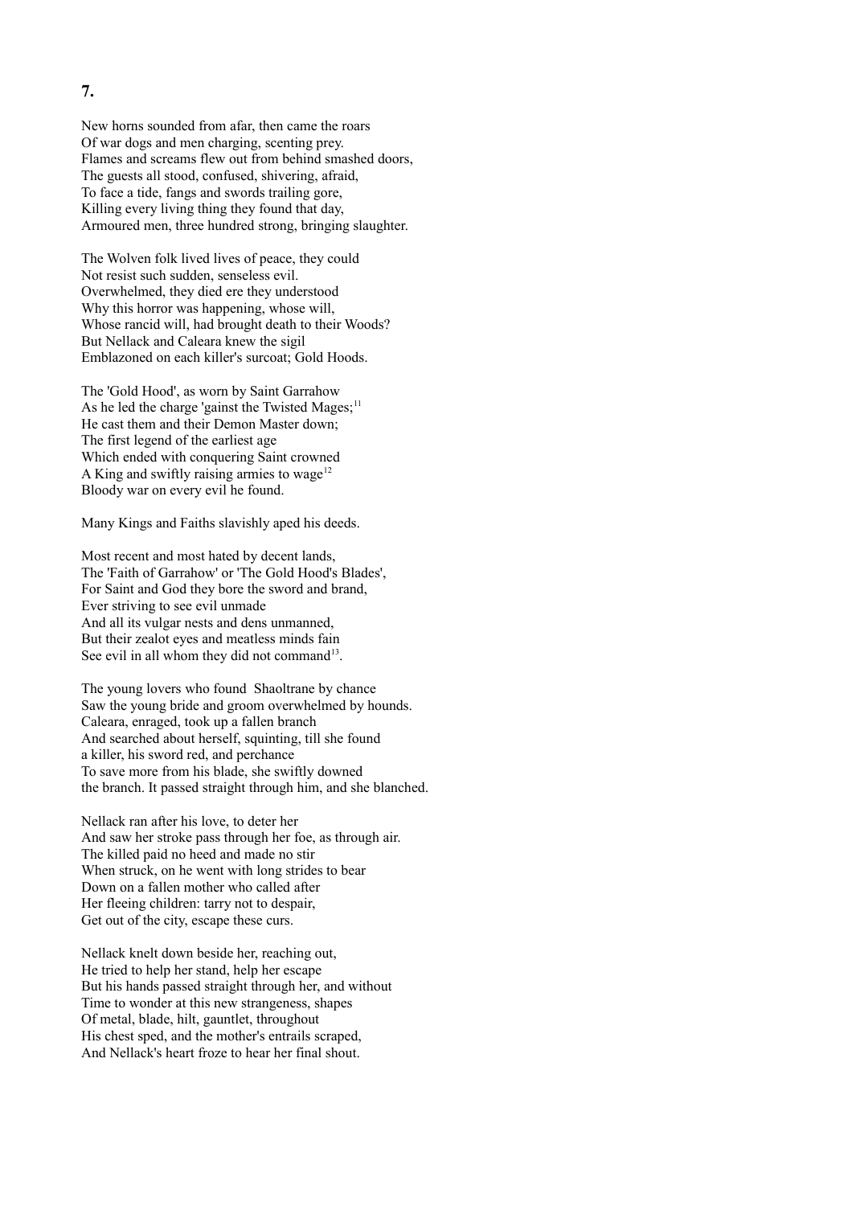# 7.

New horns sounded from afar, then came the roars
Of war dogs and men charging, scenting prey.
Flames and screams flew out from behind smashed doors,
The guests all stood, confused, shivering, afraid,
To face a tide, fangs and swords trailing gore,
Killing every living thing they found that day,
Armoured men, three hundred strong, bringing slaughter.

The Wolven folk lived lives of peace, they could
Not resist such sudden, senseless evil.
Overwhelmed, they died ere they understood
Why this horror was happening, whose will,
Whose rancid will, had brought death to their Woods?
But Nellack and Caleara knew the sigil
Emblazoned on each killer's surcoat; Gold Hoods.

The 'Gold Hood', as worn by Saint Garrahow
As he led the charge 'gainst the Twisted Mages;[11]
He cast them and their Demon Master down;
The first legend of the earliest age
Which ended with conquering Saint crowned
A King and swiftly raising armies to wage[12]
Bloody war on every evil he found.

Many Kings and Faiths slavishly aped his deeds.

Most recent and most hated by decent lands,
The 'Faith of Garrahow' or 'The Gold Hood's Blades',
For Saint and God they bore the sword and brand,
Ever striving to see evil unmade
And all its vulgar nests and dens unmanned,
But their zealot eyes and meatless minds fain
See evil in all whom they did not command[13].

The young lovers who found Shaoltrane by chance
Saw the young bride and groom overwhelmed by hounds.
Caleara, enraged, took up a fallen branch
And searched about herself, squinting, till she found
a killer, his sword red, and perchance
To save more from his blade, she swiftly downed
the branch. It passed straight through him, and she blanched.

Nellack ran after his love, to deter her
And saw her stroke pass through her foe, as through air.
The killed paid no heed and made no stir
When struck, on he went with long strides to bear
Down on a fallen mother who called after
Her fleeing children: tarry not to despair,
Get out of the city, escape these curs.

Nellack knelt down beside her, reaching out,
He tried to help her stand, help her escape
But his hands passed straight through her, and without
Time to wonder at this new strangeness, shapes
Of metal, blade, hilt, gauntlet, throughout
His chest sped, and the mother's entrails scraped,
And Nellack's heart froze to hear her final shout.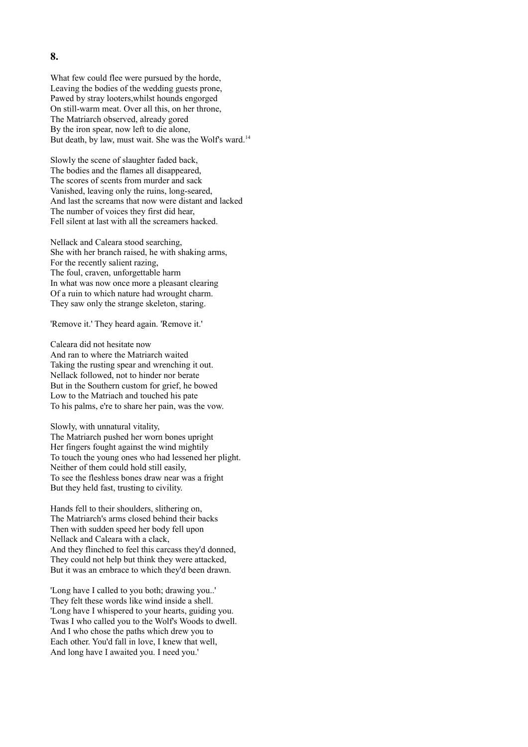## 8.

What few could flee were pursued by the horde,  
Leaving the bodies of the wedding guests prone,  
Pawed by stray looters,whilst hounds engorged  
On still-warm meat. Over all this, on her throne,  
The Matriarch observed, already gored  
By the iron spear, now left to die alone,  
But death, by law, must wait. She was the Wolf's ward.[14]

Slowly the scene of slaughter faded back,  
The bodies and the flames all disappeared,  
The scores of scents from murder and sack  
Vanished, leaving only the ruins, long-seared,  
And last the screams that now were distant and lacked  
The number of voices they first did hear,  
Fell silent at last with all the screamers hacked.

Nellack and Caleara stood searching,  
She with her branch raised, he with shaking arms,  
For the recently salient razing,  
The foul, craven, unforgettable harm  
In what was now once more a pleasant clearing  
Of a ruin to which nature had wrought charm.  
They saw only the strange skeleton, staring.

'Remove it.' They heard again. 'Remove it.'

Caleara did not hesitate now  
And ran to where the Matriarch waited  
Taking the rusting spear and wrenching it out.  
Nellack followed, not to hinder nor berate  
But in the Southern custom for grief, he bowed  
Low to the Matriach and touched his pate  
To his palms, e're to share her pain, was the vow.

Slowly, with unnatural vitality,  
The Matriarch pushed her worn bones upright  
Her fingers fought against the wind mightily  
To touch the young ones who had lessened her plight.  
Neither of them could hold still easily,  
To see the fleshless bones draw near was a fright  
But they held fast, trusting to civility.

Hands fell to their shoulders, slithering on,  
The Matriarch's arms closed behind their backs  
Then with sudden speed her body fell upon  
Nellack and Caleara with a clack,  
And they flinched to feel this carcass they'd donned,  
They could not help but think they were attacked,  
But it was an embrace to which they'd been drawn.

'Long have I called to you both; drawing you..'  
They felt these words like wind inside a shell.  
'Long have I whispered to your hearts, guiding you.  
Twas I who called you to the Wolf's Woods to dwell.  
And I who chose the paths which drew you to  
Each other. You'd fall in love, I knew that well,  
And long have I awaited you. I need you.'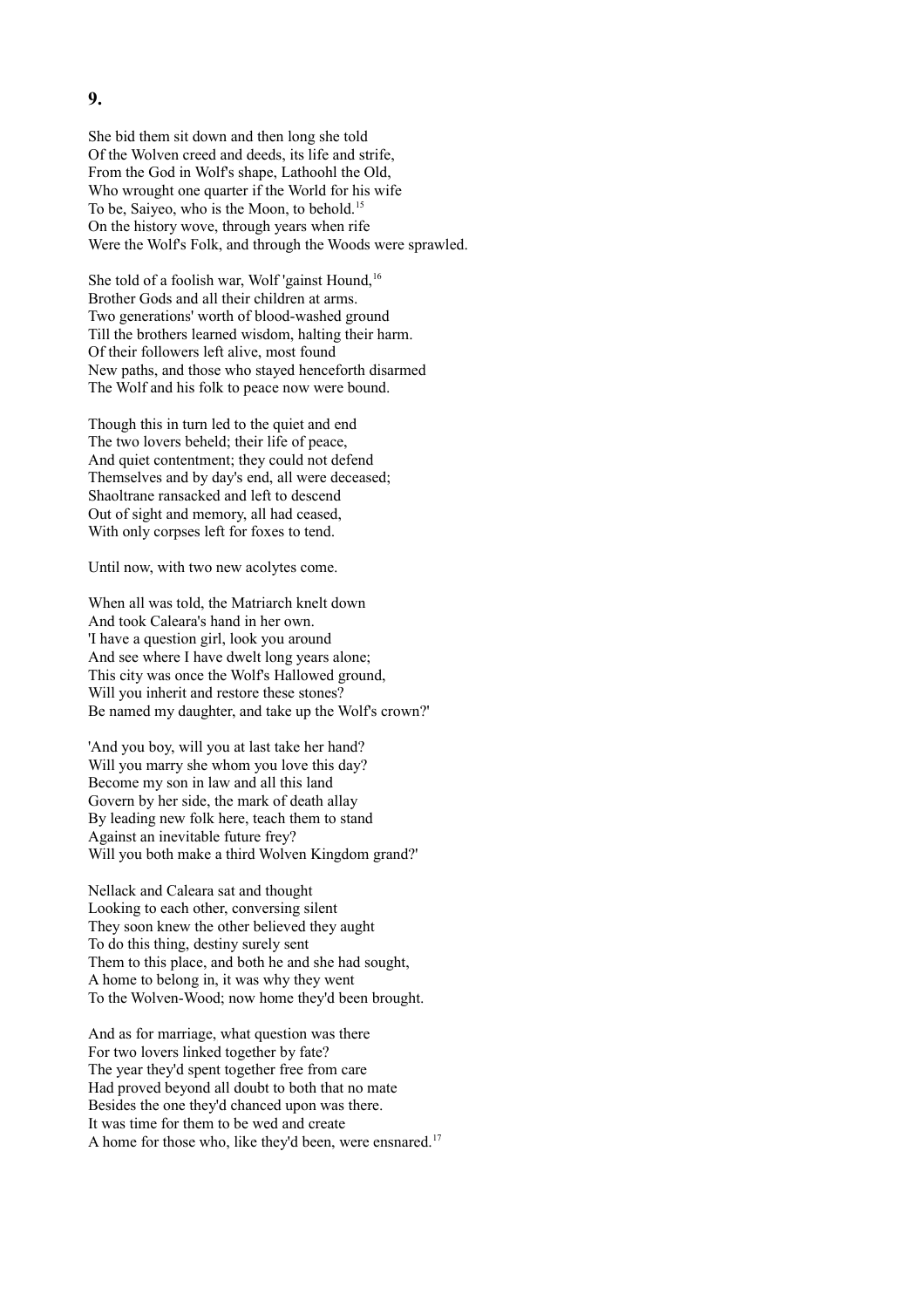**9.**

She bid them sit down and then long she told  
Of the Wolven creed and deeds, its life and strife,  
From the God in Wolf's shape, Lathoohl the Old,  
Who wrought one quarter if the World for his wife  
To be, Saiyeo, who is the Moon, to behold.[15]  
On the history wove, through years when rife  
Were the Wolf's Folk, and through the Woods were sprawled.

She told of a foolish war, Wolf 'gainst Hound,[16]  
Brother Gods and all their children at arms.  
Two generations' worth of blood-washed ground  
Till the brothers learned wisdom, halting their harm.  
Of their followers left alive, most found  
New paths, and those who stayed henceforth disarmed  
The Wolf and his folk to peace now were bound.

Though this in turn led to the quiet and end  
The two lovers beheld; their life of peace,  
And quiet contentment; they could not defend  
Themselves and by day's end, all were deceased;  
Shaoltrane ransacked and left to descend  
Out of sight and memory, all had ceased,  
With only corpses left for foxes to tend.

Until now, with two new acolytes come.

When all was told, the Matriarch knelt down  
And took Caleara's hand in her own.  
'I have a question girl, look you around  
And see where I have dwelt long years alone;  
This city was once the Wolf's Hallowed ground,  
Will you inherit and restore these stones?  
Be named my daughter, and take up the Wolf's crown?'

'And you boy, will you at last take her hand?  
Will you marry she whom you love this day?  
Become my son in law and all this land  
Govern by her side, the mark of death allay  
By leading new folk here, teach them to stand  
Against an inevitable future frey?  
Will you both make a third Wolven Kingdom grand?'

Nellack and Caleara sat and thought  
Looking to each other, conversing silent  
They soon knew the other believed they aught  
To do this thing, destiny surely sent  
Them to this place, and both he and she had sought,  
A home to belong in, it was why they went  
To the Wolven-Wood; now home they'd been brought.

And as for marriage, what question was there  
For two lovers linked together by fate?  
The year they'd spent together free from care  
Had proved beyond all doubt to both that no mate  
Besides the one they'd chanced upon was there.  
It was time for them to be wed and create  
A home for those who, like they'd been, were ensnared.[17]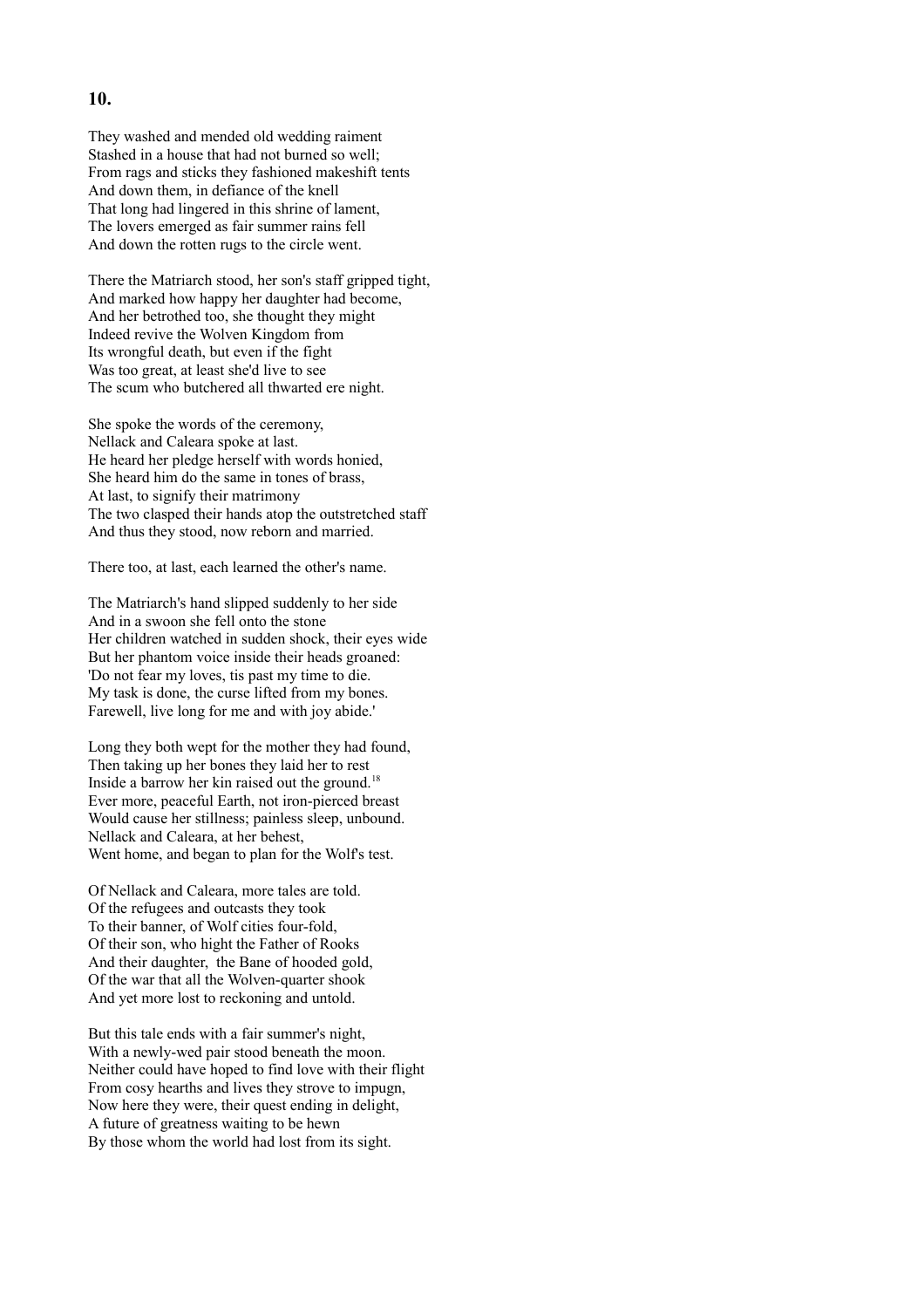## 10.

They washed and mended old wedding raiment
Stashed in a house that had not burned so well;
From rags and sticks they fashioned makeshift tents
And down them, in defiance of the knell
That long had lingered in this shrine of lament,
The lovers emerged as fair summer rains fell
And down the rotten rugs to the circle went.

There the Matriarch stood, her son's staff gripped tight,
And marked how happy her daughter had become,
And her betrothed too, she thought they might
Indeed revive the Wolven Kingdom from
Its wrongful death, but even if the fight
Was too great, at least she'd live to see
The scum who butchered all thwarted ere night.

She spoke the words of the ceremony,
Nellack and Caleara spoke at last.
He heard her pledge herself with words honied,
She heard him do the same in tones of brass,
At last, to signify their matrimony
The two clasped their hands atop the outstretched staff
And thus they stood, now reborn and married.

There too, at last, each learned the other's name.

The Matriarch's hand slipped suddenly to her side
And in a swoon she fell onto the stone
Her children watched in sudden shock, their eyes wide
But her phantom voice inside their heads groaned:
'Do not fear my loves, tis past my time to die.
My task is done, the curse lifted from my bones.
Farewell, live long for me and with joy abide.'

Long they both wept for the mother they had found,
Then taking up her bones they laid her to rest
Inside a barrow her kin raised out the ground.[18]
Ever more, peaceful Earth, not iron-pierced breast
Would cause her stillness; painless sleep, unbound.
Nellack and Caleara, at her behest,
Went home, and began to plan for the Wolf's test.

Of Nellack and Caleara, more tales are told.
Of the refugees and outcasts they took
To their banner, of Wolf cities four-fold,
Of their son, who hight the Father of Rooks
And their daughter, the Bane of hooded gold,
Of the war that all the Wolven-quarter shook
And yet more lost to reckoning and untold.

But this tale ends with a fair summer's night,
With a newly-wed pair stood beneath the moon.
Neither could have hoped to find love with their flight
From cosy hearths and lives they strove to impugn,
Now here they were, their quest ending in delight,
A future of greatness waiting to be hewn
By those whom the world had lost from its sight.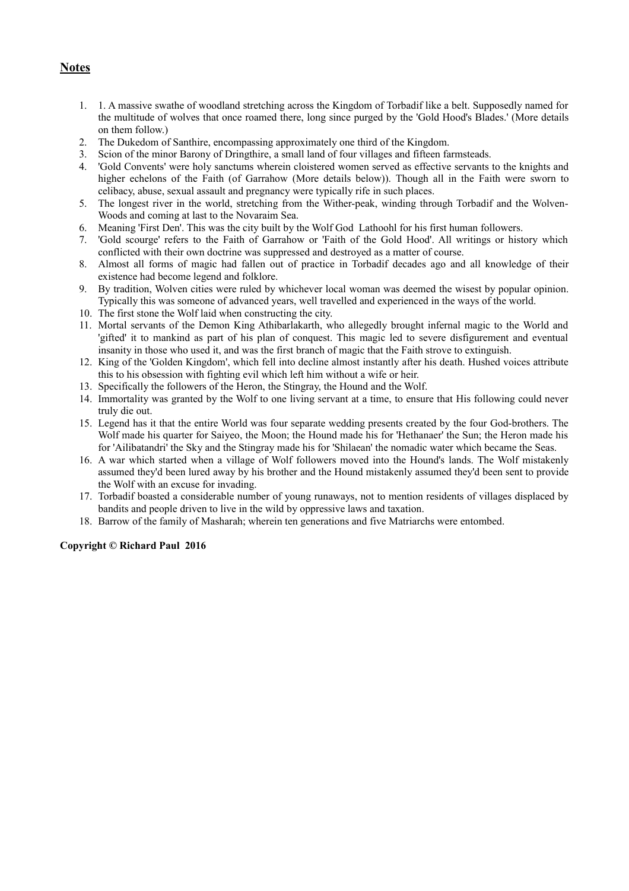## Notes

1. 1. A massive swathe of woodland stretching across the Kingdom of Torbadif like a belt. Supposedly named for the multitude of wolves that once roamed there, long since purged by the 'Gold Hood's Blades.' (More details on them follow.)
2. The Dukedom of Santhire, encompassing approximately one third of the Kingdom.
3. Scion of the minor Barony of Dringthire, a small land of four villages and fifteen farmsteads.
4. 'Gold Convents' were holy sanctums wherein cloistered women served as effective servants to the knights and higher echelons of the Faith (of Garrahow (More details below)). Though all in the Faith were sworn to celibacy, abuse, sexual assault and pregnancy were typically rife in such places.
5. The longest river in the world, stretching from the Wither-peak, winding through Torbadif and the Wolven-Woods and coming at last to the Novaraim Sea.
6. Meaning 'First Den'. This was the city built by the Wolf God Lathoohl for his first human followers.
7. 'Gold scourge' refers to the Faith of Garrahow or 'Faith of the Gold Hood'. All writings or history which conflicted with their own doctrine was suppressed and destroyed as a matter of course.
8. Almost all forms of magic had fallen out of practice in Torbadif decades ago and all knowledge of their existence had become legend and folklore.
9. By tradition, Wolven cities were ruled by whichever local woman was deemed the wisest by popular opinion. Typically this was someone of advanced years, well travelled and experienced in the ways of the world.
10. The first stone the Wolf laid when constructing the city.
11. Mortal servants of the Demon King Athibarlakarth, who allegedly brought infernal magic to the World and 'gifted' it to mankind as part of his plan of conquest. This magic led to severe disfigurement and eventual insanity in those who used it, and was the first branch of magic that the Faith strove to extinguish.
12. King of the 'Golden Kingdom', which fell into decline almost instantly after his death. Hushed voices attribute this to his obsession with fighting evil which left him without a wife or heir.
13. Specifically the followers of the Heron, the Stingray, the Hound and the Wolf.
14. Immortality was granted by the Wolf to one living servant at a time, to ensure that His following could never truly die out.
15. Legend has it that the entire World was four separate wedding presents created by the four God-brothers. The Wolf made his quarter for Saiyeo, the Moon; the Hound made his for 'Hethanaer' the Sun; the Heron made his for 'Ailibatandri' the Sky and the Stingray made his for 'Shilaean' the nomadic water which became the Seas.
16. A war which started when a village of Wolf followers moved into the Hound's lands. The Wolf mistakenly assumed they'd been lured away by his brother and the Hound mistakenly assumed they'd been sent to provide the Wolf with an excuse for invading.
17. Torbadif boasted a considerable number of young runaways, not to mention residents of villages displaced by bandits and people driven to live in the wild by oppressive laws and taxation.
18. Barrow of the family of Masharah; wherein ten generations and five Matriarchs were entombed.

**Copyright © Richard Paul 2016**